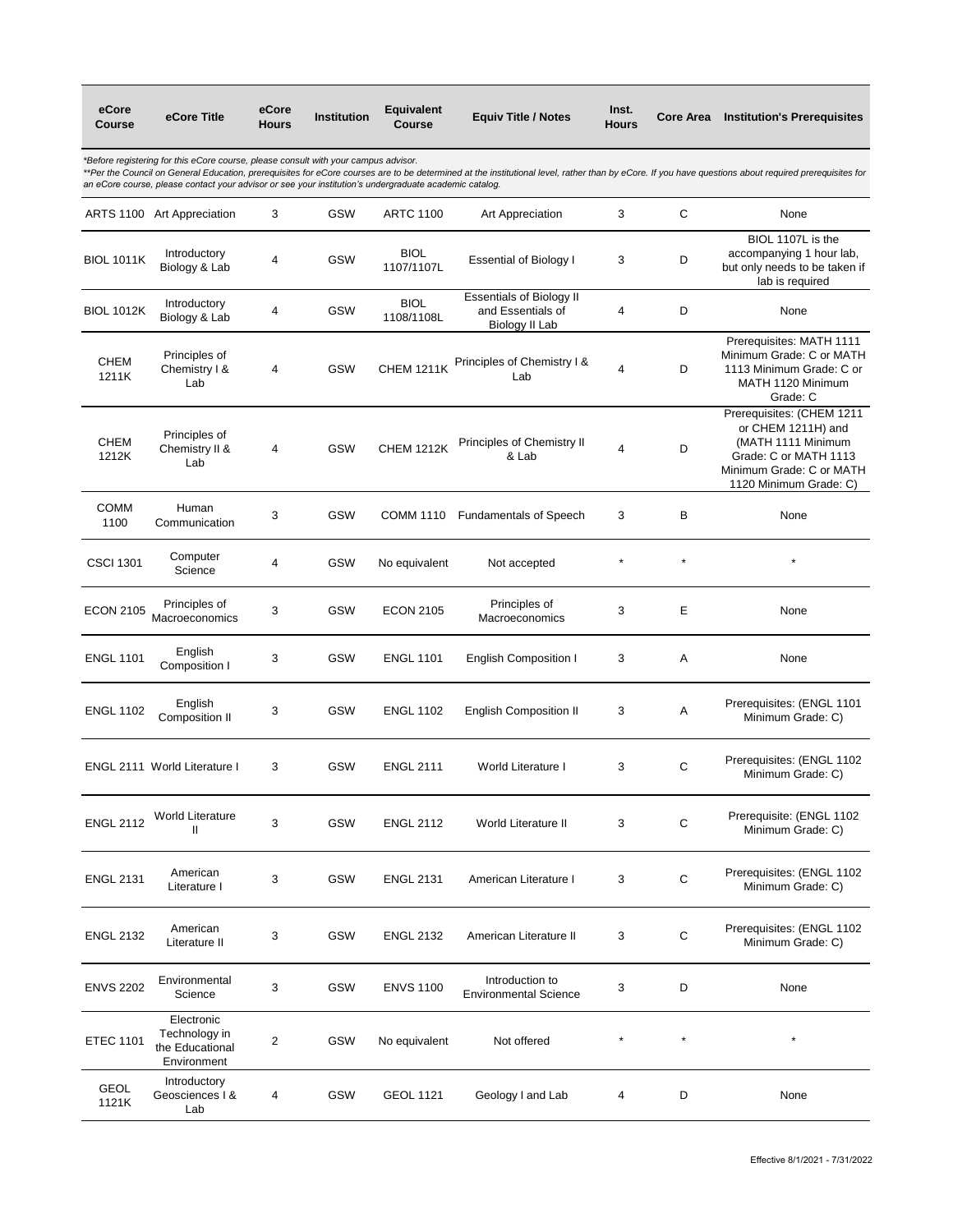| eCore Course | eCore Title | eCore Hours | Institution | Equivalent Course | Equiv Title / Notes | Inst. Hours | Core Area | Institution's Prerequisites |
|---|---|---|---|---|---|---|---|---|
| *Before registering for this eCore course, please consult with your campus advisor. **Per the Council on General Education, prerequisites for eCore courses are to be determined at the institutional level, rather than by eCore. If you have questions about required prerequisites for an eCore course, please contact your advisor or see your institution's undergraduate academic catalog. | | | | | | | | |
| ARTS 1100 | Art Appreciation | 3 | GSW | ARTC 1100 | Art Appreciation | 3 | C | None |
| BIOL 1011K | Introductory Biology & Lab | 4 | GSW | BIOL 1107/1107L | Essential of Biology I | 3 | D | BIOL 1107L is the accompanying 1 hour lab, but only needs to be taken if lab is required |
| BIOL 1012K | Introductory Biology & Lab | 4 | GSW | BIOL 1108/1108L | Essentials of Biology II and Essentials of Biology II Lab | 4 | D | None |
| CHEM 1211K | Principles of Chemistry I & Lab | 4 | GSW | CHEM 1211K | Principles of Chemistry I & Lab | 4 | D | Prerequisites: MATH 1111 Minimum Grade: C or MATH 1113 Minimum Grade: C or MATH 1120 Minimum Grade: C |
| CHEM 1212K | Principles of Chemistry II & Lab | 4 | GSW | CHEM 1212K | Principles of Chemistry II & Lab | 4 | D | Prerequisites: (CHEM 1211 or CHEM 1211H) and (MATH 1111 Minimum Grade: C or MATH 1113 Minimum Grade: C or MATH 1120 Minimum Grade: C) |
| COMM 1100 | Human Communication | 3 | GSW | COMM 1110 | Fundamentals of Speech | 3 | B | None |
| CSCI 1301 | Computer Science | 4 | GSW | No equivalent | Not accepted | * | * | * |
| ECON 2105 | Principles of Macroeconomics | 3 | GSW | ECON 2105 | Principles of Macroeconomics | 3 | E | None |
| ENGL 1101 | English Composition I | 3 | GSW | ENGL 1101 | English Composition I | 3 | A | None |
| ENGL 1102 | English Composition II | 3 | GSW | ENGL 1102 | English Composition II | 3 | A | Prerequisites: (ENGL 1101 Minimum Grade: C) |
| ENGL 2111 | World Literature I | 3 | GSW | ENGL 2111 | World Literature I | 3 | C | Prerequisites: (ENGL 1102 Minimum Grade: C) |
| ENGL 2112 | World Literature II | 3 | GSW | ENGL 2112 | World Literature II | 3 | C | Prerequisite: (ENGL 1102 Minimum Grade: C) |
| ENGL 2131 | American Literature I | 3 | GSW | ENGL 2131 | American Literature I | 3 | C | Prerequisites: (ENGL 1102 Minimum Grade: C) |
| ENGL 2132 | American Literature II | 3 | GSW | ENGL 2132 | American Literature II | 3 | C | Prerequisites: (ENGL 1102 Minimum Grade: C) |
| ENVS 2202 | Environmental Science | 3 | GSW | ENVS 1100 | Introduction to Environmental Science | 3 | D | None |
| ETEC 1101 | Electronic Technology in the Educational Environment | 2 | GSW | No equivalent | Not offered | * | * | * |
| GEOL 1121K | Introductory Geosciences I & Lab | 4 | GSW | GEOL 1121 | Geology I and Lab | 4 | D | None |

Effective 8/1/2021 - 7/31/2022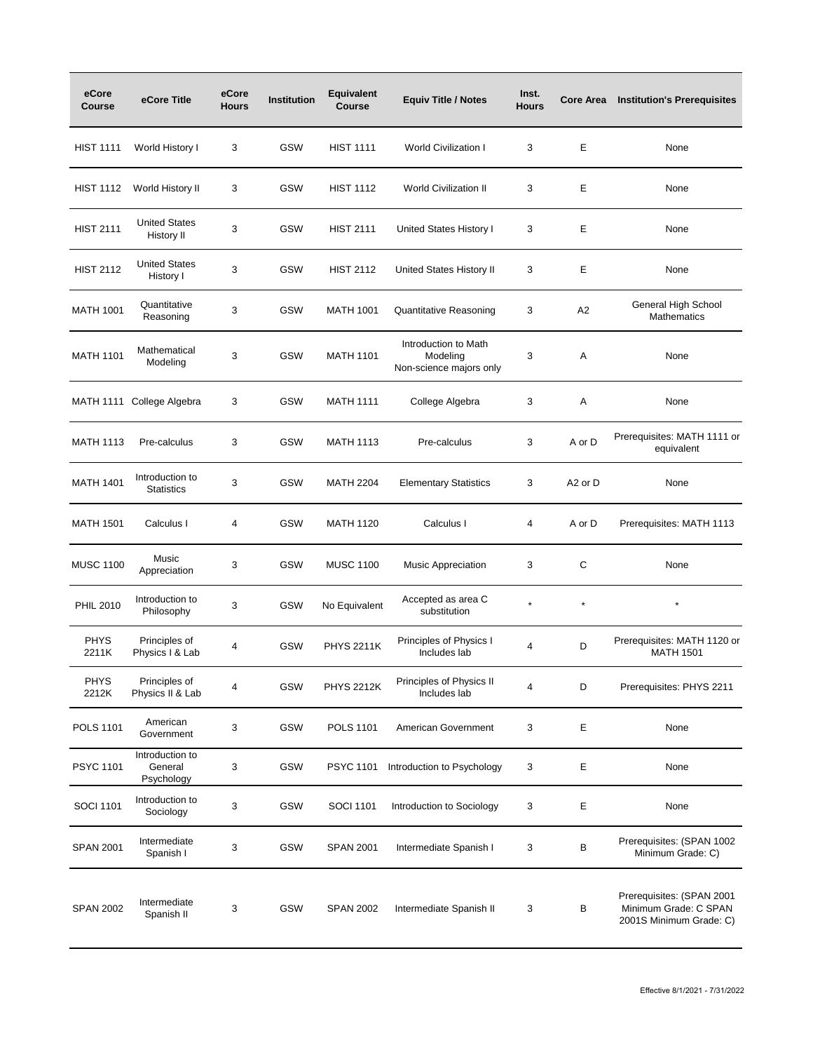| eCore Course | eCore Title | eCore Hours | Institution | Equivalent Course | Equiv Title / Notes | Inst. Hours | Core Area | Institution's Prerequisites |
|---|---|---|---|---|---|---|---|---|
| HIST 1111 | World History I | 3 | GSW | HIST 1111 | World Civilization I | 3 | E | None |
| HIST 1112 | World History II | 3 | GSW | HIST 1112 | World Civilization II | 3 | E | None |
| HIST 2111 | United States History II | 3 | GSW | HIST 2111 | United States History I | 3 | E | None |
| HIST 2112 | United States History I | 3 | GSW | HIST 2112 | United States History II | 3 | E | None |
| MATH 1001 | Quantitative Reasoning | 3 | GSW | MATH 1001 | Quantitative Reasoning | 3 | A2 | General High School Mathematics |
| MATH 1101 | Mathematical Modeling | 3 | GSW | MATH 1101 | Introduction to Math Modeling Non-science majors only | 3 | A | None |
| MATH 1111 | College Algebra | 3 | GSW | MATH 1111 | College Algebra | 3 | A | None |
| MATH 1113 | Pre-calculus | 3 | GSW | MATH 1113 | Pre-calculus | 3 | A or D | Prerequisites: MATH 1111 or equivalent |
| MATH 1401 | Introduction to Statistics | 3 | GSW | MATH 2204 | Elementary Statistics | 3 | A2 or D | None |
| MATH 1501 | Calculus I | 4 | GSW | MATH 1120 | Calculus I | 4 | A or D | Prerequisites: MATH 1113 |
| MUSC 1100 | Music Appreciation | 3 | GSW | MUSC 1100 | Music Appreciation | 3 | C | None |
| PHIL 2010 | Introduction to Philosophy | 3 | GSW | No Equivalent | Accepted as area C substitution | * | * | * |
| PHYS 2211K | Principles of Physics I & Lab | 4 | GSW | PHYS 2211K | Principles of Physics I Includes lab | 4 | D | Prerequisites: MATH 1120 or MATH 1501 |
| PHYS 2212K | Principles of Physics II & Lab | 4 | GSW | PHYS 2212K | Principles of Physics II Includes lab | 4 | D | Prerequisites: PHYS 2211 |
| POLS 1101 | American Government | 3 | GSW | POLS 1101 | American Government | 3 | E | None |
| PSYC 1101 | Introduction to General Psychology | 3 | GSW | PSYC 1101 | Introduction to Psychology | 3 | E | None |
| SOCI 1101 | Introduction to Sociology | 3 | GSW | SOCI 1101 | Introduction to Sociology | 3 | E | None |
| SPAN 2001 | Intermediate Spanish I | 3 | GSW | SPAN 2001 | Intermediate Spanish I | 3 | B | Prerequisites: (SPAN 1002 Minimum Grade: C) |
| SPAN 2002 | Intermediate Spanish II | 3 | GSW | SPAN 2002 | Intermediate Spanish II | 3 | B | Prerequisites: (SPAN 2001 Minimum Grade: C SPAN 2001S Minimum Grade: C) |

Effective 8/1/2021 - 7/31/2022